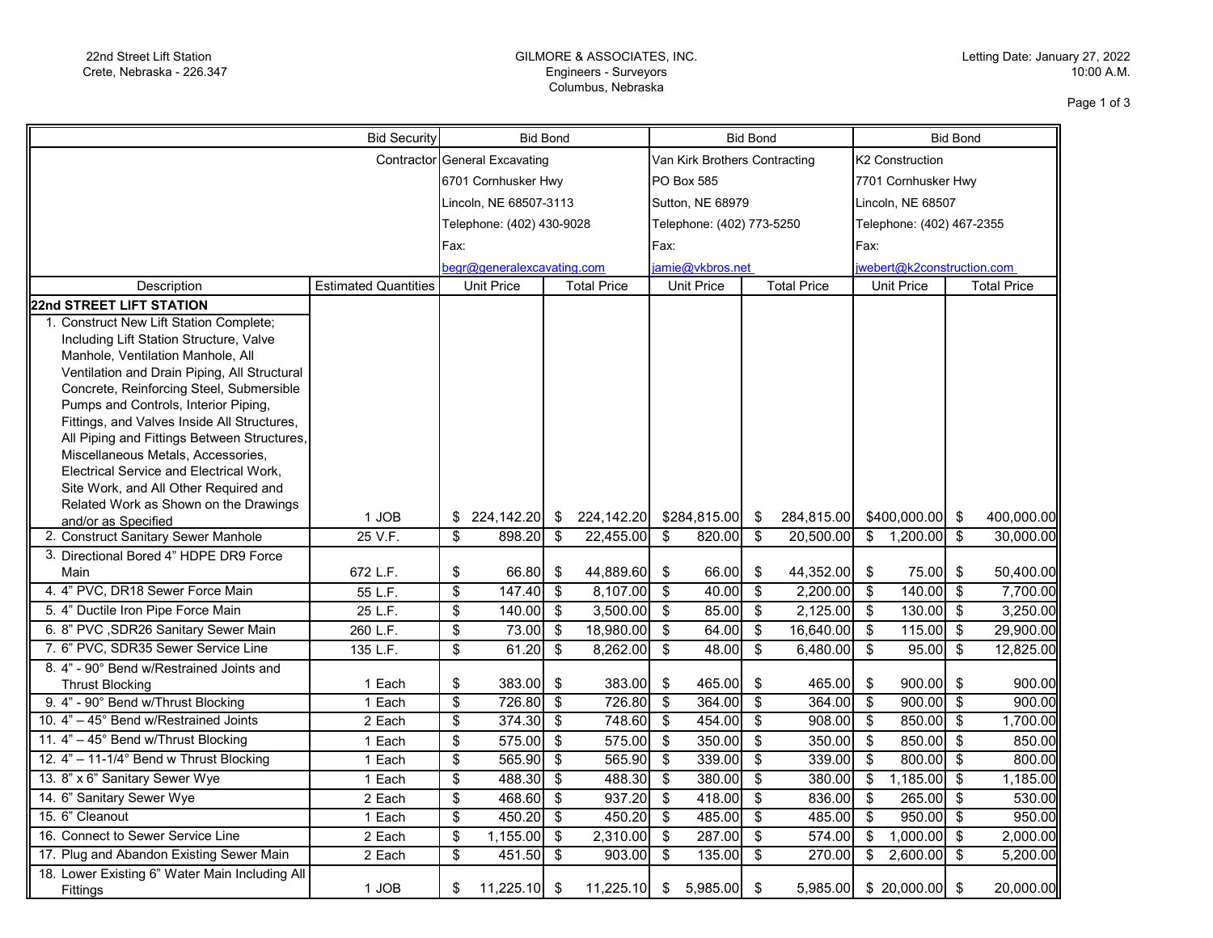22nd Street Lift Station
Crete, Nebraska - 226.347

GILMORE & ASSOCIATES, INC.
Engineers - Surveyors
Columbus, Nebraska

Letting Date: January 27, 2022
10:00 A.M.

| | Bid Security | Bid Bond | | Bid Bond | | Bid Bond | |
|---|---|---|---|---|---|---|---|
| | Contractor | General Excavating | | Van Kirk Brothers Contracting | | K2 Construction | |
| | | 6701 Cornhusker Hwy | | PO Box 585 | | 7701 Cornhusker Hwy | |
| | | Lincoln, NE 68507-3113 | | Sutton, NE 68979 | | Lincoln, NE 68507 | |
| | | Telephone: (402) 430-9028 | | Telephone: (402) 773-5250 | | Telephone: (402) 467-2355 | |
| | | Fax: | | Fax: | | Fax: | |
| | | begr@generalexcavating.com | | jamie@vkbros.net | | jwebert@k2construction.com | |
| Description | Estimated Quantities | Unit Price | Total Price | Unit Price | Total Price | Unit Price | Total Price |
| **22nd STREET LIFT STATION** | | | | | | | |
| 1. Construct New Lift Station Complete; Including Lift Station Structure, Valve Manhole, Ventilation Manhole, All Ventilation and Drain Piping, All Structural Concrete, Reinforcing Steel, Submersible Pumps and Controls, Interior Piping, Fittings, and Valves Inside All Structures, All Piping and Fittings Between Structures, Miscellaneous Metals, Accessories, Electrical Service and Electrical Work, Site Work, and All Other Required and Related Work as Shown on the Drawings and/or as Specified | 1 JOB | $ 224,142.20 | $ 224,142.20 | $284,815.00 | $ 284,815.00 | $400,000.00 | $ 400,000.00 |
| 2. Construct Sanitary Sewer Manhole | 25 V.F. | $ 898.20 | $ 22,455.00 | $ 820.00 | $ 20,500.00 | $ 1,200.00 | $ 30,000.00 |
| 3. Directional Bored 4" HDPE DR9 Force Main | 672 L.F. | $ 66.80 | $ 44,889.60 | $ 66.00 | $ 44,352.00 | $ 75.00 | $ 50,400.00 |
| 4. 4" PVC, DR18 Sewer Force Main | 55 L.F. | $ 147.40 | $ 8,107.00 | $ 40.00 | $ 2,200.00 | $ 140.00 | $ 7,700.00 |
| 5. 4" Ductile Iron Pipe Force Main | 25 L.F. | $ 140.00 | $ 3,500.00 | $ 85.00 | $ 2,125.00 | $ 130.00 | $ 3,250.00 |
| 6. 8" PVC ,SDR26 Sanitary Sewer Main | 260 L.F. | $ 73.00 | $ 18,980.00 | $ 64.00 | $ 16,640.00 | $ 115.00 | $ 29,900.00 |
| 7. 6" PVC, SDR35 Sewer Service Line | 135 L.F. | $ 61.20 | $ 8,262.00 | $ 48.00 | $ 6,480.00 | $ 95.00 | $ 12,825.00 |
| 8. 4" - 90° Bend w/Restrained Joints and Thrust Blocking | 1 Each | $ 383.00 | $ 383.00 | $ 465.00 | $ 465.00 | $ 900.00 | $ 900.00 |
| 9. 4" - 90° Bend w/Thrust Blocking | 1 Each | $ 726.80 | $ 726.80 | $ 364.00 | $ 364.00 | $ 900.00 | $ 900.00 |
| 10. 4" – 45° Bend w/Restrained Joints | 2 Each | $ 374.30 | $ 748.60 | $ 454.00 | $ 908.00 | $ 850.00 | $ 1,700.00 |
| 11. 4" – 45° Bend w/Thrust Blocking | 1 Each | $ 575.00 | $ 575.00 | $ 350.00 | $ 350.00 | $ 850.00 | $ 850.00 |
| 12. 4" – 11-1/4° Bend w Thrust Blocking | 1 Each | $ 565.90 | $ 565.90 | $ 339.00 | $ 339.00 | $ 800.00 | $ 800.00 |
| 13. 8" x 6" Sanitary Sewer Wye | 1 Each | $ 488.30 | $ 488.30 | $ 380.00 | $ 380.00 | $ 1,185.00 | $ 1,185.00 |
| 14. 6" Sanitary Sewer Wye | 2 Each | $ 468.60 | $ 937.20 | $ 418.00 | $ 836.00 | $ 265.00 | $ 530.00 |
| 15. 6" Cleanout | 1 Each | $ 450.20 | $ 450.20 | $ 485.00 | $ 485.00 | $ 950.00 | $ 950.00 |
| 16. Connect to Sewer Service Line | 2 Each | $ 1,155.00 | $ 2,310.00 | $ 287.00 | $ 574.00 | $ 1,000.00 | $ 2,000.00 |
| 17. Plug and Abandon Existing Sewer Main | 2 Each | $ 451.50 | $ 903.00 | $ 135.00 | $ 270.00 | $ 2,600.00 | $ 5,200.00 |
| 18. Lower Existing 6" Water Main Including All Fittings | 1 JOB | $ 11,225.10 | $ 11,225.10 | $ 5,985.00 | $ 5,985.00 | $ 20,000.00 | $ 20,000.00 |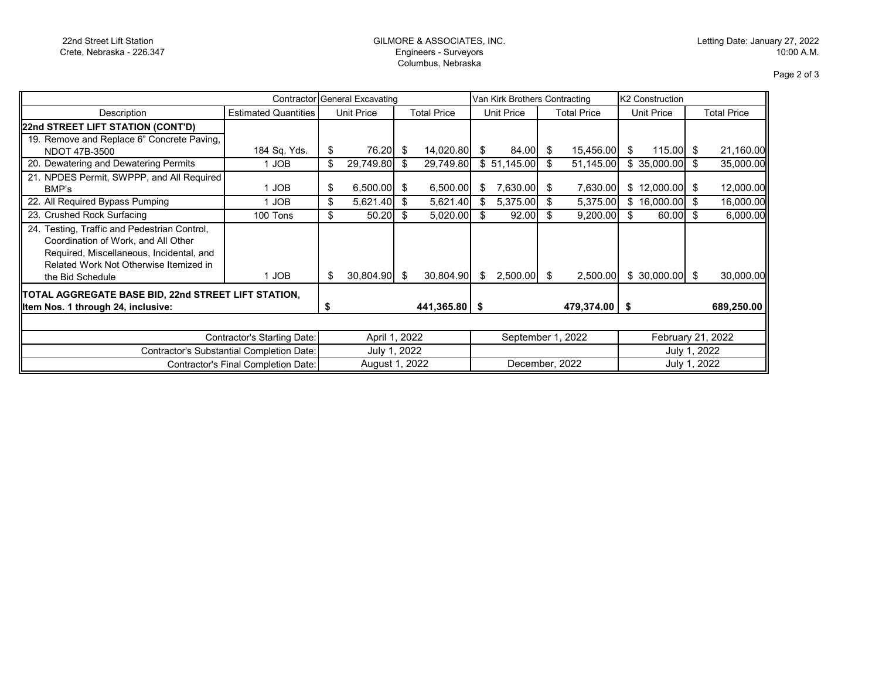22nd Street Lift Station
Crete, Nebraska - 226.347

GILMORE & ASSOCIATES, INC.
Engineers - Surveyors
Columbus, Nebraska

Letting Date: January 27, 2022
10:00 A.M.

| | Contractor | General Excavating | | Van Kirk Brothers Contracting | | K2 Construction | |
|---|---|---|---|---|---|---|---|
| Description | Estimated Quantities | Unit Price | Total Price | Unit Price | Total Price | Unit Price | Total Price |
| **22nd STREET LIFT STATION (CONT'D)** | | | | | | | |
| 19. Remove and Replace 6" Concrete Paving, NDOT 47B-3500 | 184 Sq. Yds. | $ 76.20 | $ 14,020.80 | $ 84.00 | $ 15,456.00 | $ 115.00 | $ 21,160.00 |
| 20. Dewatering and Dewatering Permits | 1 JOB | $ 29,749.80 | $ 29,749.80 | $ 51,145.00 | $ 51,145.00 | $ 35,000.00 | $ 35,000.00 |
| 21. NPDES Permit, SWPPP, and All Required BMP's | 1 JOB | $ 6,500.00 | $ 6,500.00 | $ 7,630.00 | $ 7,630.00 | $ 12,000.00 | $ 12,000.00 |
| 22. All Required Bypass Pumping | 1 JOB | $ 5,621.40 | $ 5,621.40 | $ 5,375.00 | $ 5,375.00 | $ 16,000.00 | $ 16,000.00 |
| 23. Crushed Rock Surfacing | 100 Tons | $ 50.20 | $ 5,020.00 | $ 92.00 | $ 9,200.00 | $ 60.00 | $ 6,000.00 |
| 24. Testing, Traffic and Pedestrian Control, Coordination of Work, and All Other Required, Miscellaneous, Incidental, and Related Work Not Otherwise Itemized in the Bid Schedule | 1 JOB | $ 30,804.90 | $ 30,804.90 | $ 2,500.00 | $ 2,500.00 | $ 30,000.00 | $ 30,000.00 |
| **TOTAL AGGREGATE BASE BID, 22nd STREET LIFT STATION, Item Nos. 1 through 24, inclusive:** | | **$** | **441,365.80** | **$** | **479,374.00** | **$** | **689,250.00** |
| | | | | | | | |
| Contractor's Starting Date: | | April 1, 2022 | | September 1, 2022 | | February 21, 2022 | |
| Contractor's Substantial Completion Date: | | July 1, 2022 | | | | July 1, 2022 | |
| Contractor's Final Completion Date: | | August 1, 2022 | | December, 2022 | | July 1, 2022 | |